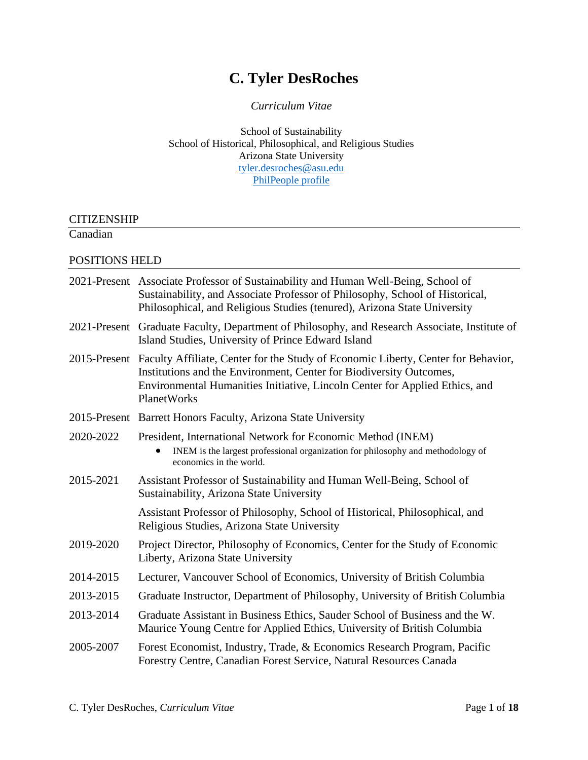# C. Tyler DesRoches

*Curriculum Vitae*

School of Sustainability
School of Historical, Philosophical, and Religious Studies
Arizona State University
tyler.desroches@asu.edu
PhilPeople profile

## CITIZENSHIP

Canadian

## POSITIONS HELD

| | |
|---|---|
| 2021-Present | Associate Professor of Sustainability and Human Well-Being, School of Sustainability, and Associate Professor of Philosophy, School of Historical, Philosophical, and Religious Studies (tenured), Arizona State University |
| 2021-Present | Graduate Faculty, Department of Philosophy, and Research Associate, Institute of Island Studies, University of Prince Edward Island |
| 2015-Present | Faculty Affiliate, Center for the Study of Economic Liberty, Center for Behavior, Institutions and the Environment, Center for Biodiversity Outcomes, Environmental Humanities Initiative, Lincoln Center for Applied Ethics, and PlanetWorks |
| 2015-Present | Barrett Honors Faculty, Arizona State University |
| 2020-2022 | President, International Network for Economic Method (INEM)<br>• INEM is the largest professional organization for philosophy and methodology of economics in the world. |
| 2015-2021 | Assistant Professor of Sustainability and Human Well-Being, School of Sustainability, Arizona State University<br><br>Assistant Professor of Philosophy, School of Historical, Philosophical, and Religious Studies, Arizona State University |
| 2019-2020 | Project Director, Philosophy of Economics, Center for the Study of Economic Liberty, Arizona State University |
| 2014-2015 | Lecturer, Vancouver School of Economics, University of British Columbia |
| 2013-2015 | Graduate Instructor, Department of Philosophy, University of British Columbia |
| 2013-2014 | Graduate Assistant in Business Ethics, Sauder School of Business and the W. Maurice Young Centre for Applied Ethics, University of British Columbia |
| 2005-2007 | Forest Economist, Industry, Trade, & Economics Research Program, Pacific Forestry Centre, Canadian Forest Service, Natural Resources Canada |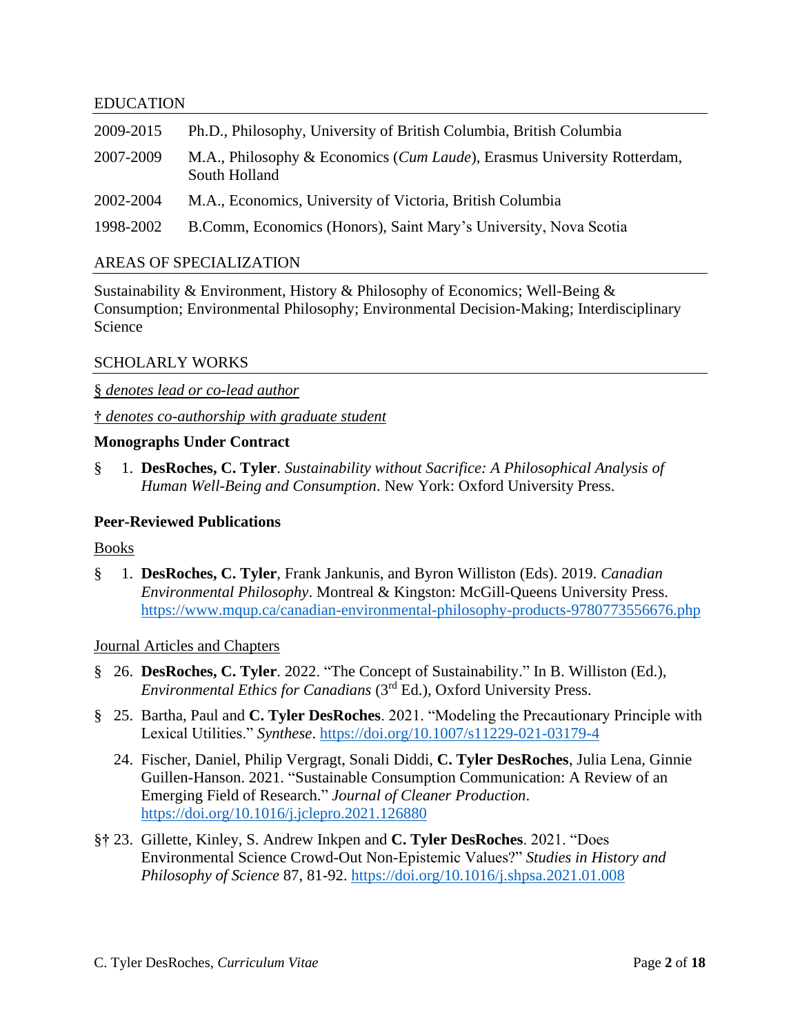## EDUCATION

| | |
|---|---|
| 2009-2015 | Ph.D., Philosophy, University of British Columbia, British Columbia |
| 2007-2009 | M.A., Philosophy & Economics (*Cum Laude*), Erasmus University Rotterdam, South Holland |
| 2002-2004 | M.A., Economics, University of Victoria, British Columbia |
| 1998-2002 | B.Comm, Economics (Honors), Saint Mary's University, Nova Scotia |

## AREAS OF SPECIALIZATION

Sustainability & Environment, History & Philosophy of Economics; Well-Being & Consumption; Environmental Philosophy; Environmental Decision-Making; Interdisciplinary Science

## SCHOLARLY WORKS

§ *denotes lead or co-lead author*

† *denotes co-authorship with graduate student*

### Monographs Under Contract

§ 1. **DesRoches, C. Tyler**. *Sustainability without Sacrifice: A Philosophical Analysis of Human Well-Being and Consumption*. New York: Oxford University Press.

### Peer-Reviewed Publications

Books

§ 1. **DesRoches, C. Tyler**, Frank Jankunis, and Byron Williston (Eds). 2019. *Canadian Environmental Philosophy*. Montreal & Kingston: McGill-Queens University Press. https://www.mqup.ca/canadian-environmental-philosophy-products-9780773556676.php

Journal Articles and Chapters

§ 26. **DesRoches, C. Tyler**. 2022. "The Concept of Sustainability." In B. Williston (Ed.), *Environmental Ethics for Canadians* (3rd Ed.), Oxford University Press.

§ 25. Bartha, Paul and **C. Tyler DesRoches**. 2021. "Modeling the Precautionary Principle with Lexical Utilities." *Synthese*. https://doi.org/10.1007/s11229-021-03179-4

24. Fischer, Daniel, Philip Vergragt, Sonali Diddi, **C. Tyler DesRoches**, Julia Lena, Ginnie Guillen-Hanson. 2021. "Sustainable Consumption Communication: A Review of an Emerging Field of Research." *Journal of Cleaner Production*. https://doi.org/10.1016/j.jclepro.2021.126880

§† 23. Gillette, Kinley, S. Andrew Inkpen and **C. Tyler DesRoches**. 2021. "Does Environmental Science Crowd-Out Non-Epistemic Values?" *Studies in History and Philosophy of Science* 87, 81-92. https://doi.org/10.1016/j.shpsa.2021.01.008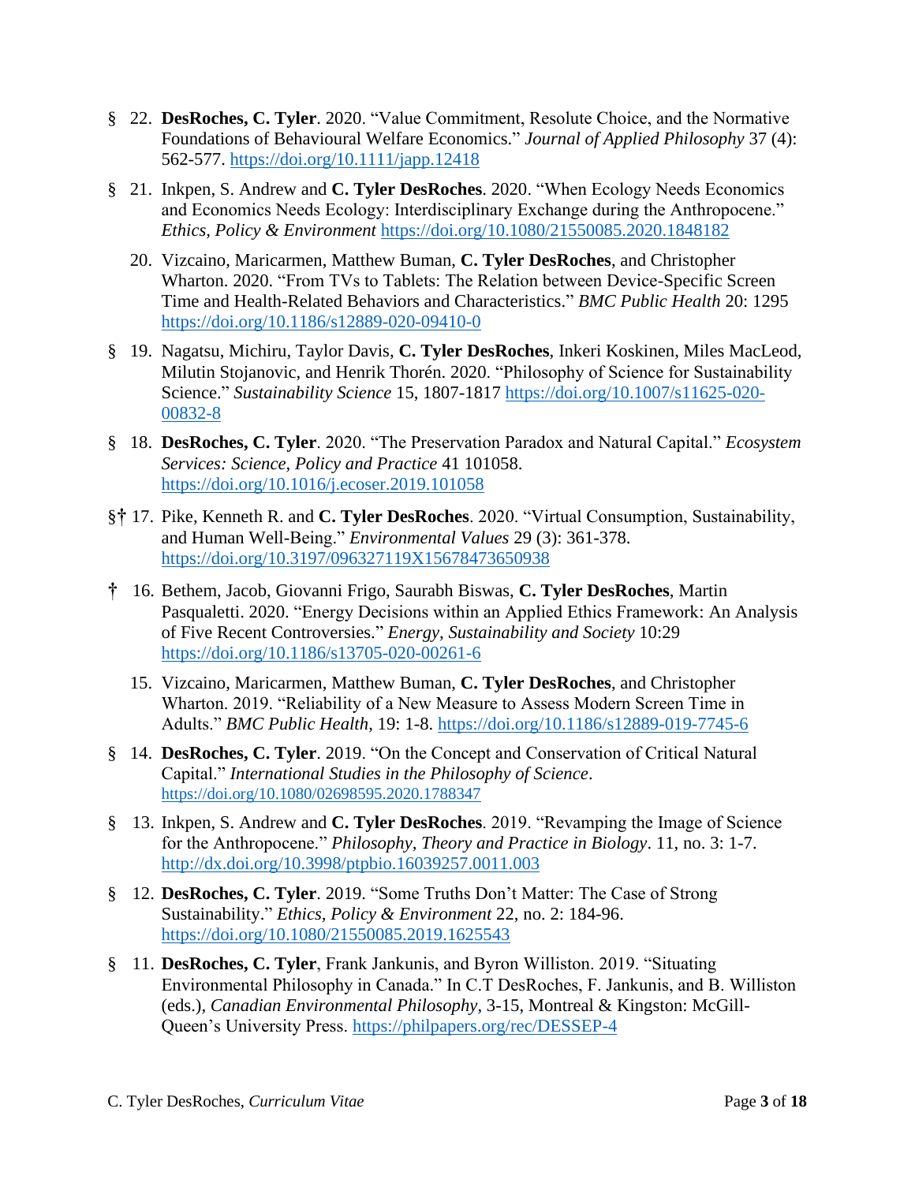- § 22. **DesRoches, C. Tyler**. 2020. "Value Commitment, Resolute Choice, and the Normative Foundations of Behavioural Welfare Economics." *Journal of Applied Philosophy* 37 (4): 562-577. https://doi.org/10.1111/japp.12418

- § 21. Inkpen, S. Andrew and **C. Tyler DesRoches**. 2020. "When Ecology Needs Economics and Economics Needs Ecology: Interdisciplinary Exchange during the Anthropocene." *Ethics, Policy & Environment* https://doi.org/10.1080/21550085.2020.1848182

- 20. Vizcaino, Maricarmen, Matthew Buman, **C. Tyler DesRoches**, and Christopher Wharton. 2020. "From TVs to Tablets: The Relation between Device-Specific Screen Time and Health-Related Behaviors and Characteristics." *BMC Public Health* 20: 1295 https://doi.org/10.1186/s12889-020-09410-0

- § 19. Nagatsu, Michiru, Taylor Davis, **C. Tyler DesRoches**, Inkeri Koskinen, Miles MacLeod, Milutin Stojanovic, and Henrik Thorén. 2020. "Philosophy of Science for Sustainability Science." *Sustainability Science* 15, 1807-1817 https://doi.org/10.1007/s11625-020-00832-8

- § 18. **DesRoches, C. Tyler**. 2020. "The Preservation Paradox and Natural Capital." *Ecosystem Services: Science, Policy and Practice* 41 101058. https://doi.org/10.1016/j.ecoser.2019.101058

- §† 17. Pike, Kenneth R. and **C. Tyler DesRoches**. 2020. "Virtual Consumption, Sustainability, and Human Well-Being." *Environmental Values* 29 (3): 361-378. https://doi.org/10.3197/096327119X15678473650938

- † 16. Bethem, Jacob, Giovanni Frigo, Saurabh Biswas, **C. Tyler DesRoches**, Martin Pasqualetti. 2020. "Energy Decisions within an Applied Ethics Framework: An Analysis of Five Recent Controversies." *Energy, Sustainability and Society* 10:29 https://doi.org/10.1186/s13705-020-00261-6

- 15. Vizcaino, Maricarmen, Matthew Buman, **C. Tyler DesRoches**, and Christopher Wharton. 2019. "Reliability of a New Measure to Assess Modern Screen Time in Adults." *BMC Public Health*, 19: 1-8. https://doi.org/10.1186/s12889-019-7745-6

- § 14. **DesRoches, C. Tyler**. 2019. "On the Concept and Conservation of Critical Natural Capital." *International Studies in the Philosophy of Science*. https://doi.org/10.1080/02698595.2020.1788347

- § 13. Inkpen, S. Andrew and **C. Tyler DesRoches**. 2019. "Revamping the Image of Science for the Anthropocene." *Philosophy, Theory and Practice in Biology*. 11, no. 3: 1-7. http://dx.doi.org/10.3998/ptpbio.16039257.0011.003

- § 12. **DesRoches, C. Tyler**. 2019. "Some Truths Don't Matter: The Case of Strong Sustainability." *Ethics, Policy & Environment* 22, no. 2: 184-96. https://doi.org/10.1080/21550085.2019.1625543

- § 11. **DesRoches, C. Tyler**, Frank Jankunis, and Byron Williston. 2019. "Situating Environmental Philosophy in Canada." In C.T DesRoches, F. Jankunis, and B. Williston (eds.), *Canadian Environmental Philosophy*, 3-15, Montreal & Kingston: McGill-Queen's University Press. https://philpapers.org/rec/DESSEP-4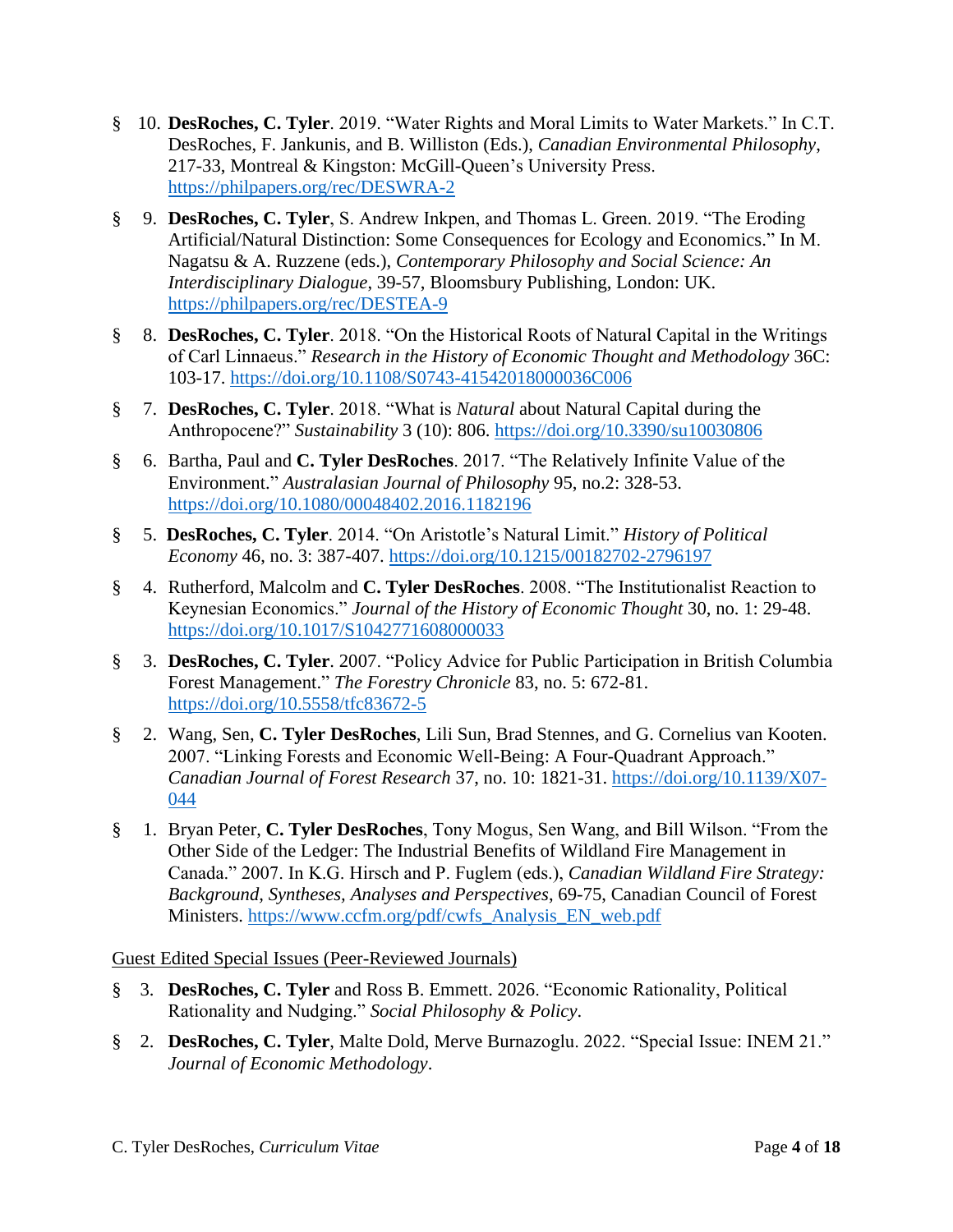- § 10. **DesRoches, C. Tyler**. 2019. "Water Rights and Moral Limits to Water Markets." In C.T. DesRoches, F. Jankunis, and B. Williston (Eds.), *Canadian Environmental Philosophy*, 217-33, Montreal & Kingston: McGill-Queen's University Press. https://philpapers.org/rec/DESWRA-2

- § 9. **DesRoches, C. Tyler**, S. Andrew Inkpen, and Thomas L. Green. 2019. "The Eroding Artificial/Natural Distinction: Some Consequences for Ecology and Economics." In M. Nagatsu & A. Ruzzene (eds.), *Contemporary Philosophy and Social Science: An Interdisciplinary Dialogue*, 39-57, Bloomsbury Publishing, London: UK. https://philpapers.org/rec/DESTEA-9

- § 8. **DesRoches, C. Tyler**. 2018. "On the Historical Roots of Natural Capital in the Writings of Carl Linnaeus." *Research in the History of Economic Thought and Methodology* 36C: 103-17. https://doi.org/10.1108/S0743-41542018000036C006

- § 7. **DesRoches, C. Tyler**. 2018. "What is *Natural* about Natural Capital during the Anthropocene?" *Sustainability* 3 (10): 806. https://doi.org/10.3390/su10030806

- § 6. Bartha, Paul and **C. Tyler DesRoches**. 2017. "The Relatively Infinite Value of the Environment." *Australasian Journal of Philosophy* 95, no.2: 328-53. https://doi.org/10.1080/00048402.2016.1182196

- § 5. **DesRoches, C. Tyler**. 2014. "On Aristotle's Natural Limit." *History of Political Economy* 46, no. 3: 387-407. https://doi.org/10.1215/00182702-2796197

- § 4. Rutherford, Malcolm and **C. Tyler DesRoches**. 2008. "The Institutionalist Reaction to Keynesian Economics." *Journal of the History of Economic Thought* 30, no. 1: 29-48. https://doi.org/10.1017/S1042771608000033

- § 3. **DesRoches, C. Tyler**. 2007. "Policy Advice for Public Participation in British Columbia Forest Management." *The Forestry Chronicle* 83, no. 5: 672-81. https://doi.org/10.5558/tfc83672-5

- § 2. Wang, Sen, **C. Tyler DesRoches**, Lili Sun, Brad Stennes, and G. Cornelius van Kooten. 2007. "Linking Forests and Economic Well-Being: A Four-Quadrant Approach." *Canadian Journal of Forest Research* 37, no. 10: 1821-31. https://doi.org/10.1139/X07-044

- § 1. Bryan Peter, **C. Tyler DesRoches**, Tony Mogus, Sen Wang, and Bill Wilson. "From the Other Side of the Ledger: The Industrial Benefits of Wildland Fire Management in Canada." 2007. In K.G. Hirsch and P. Fuglem (eds.), *Canadian Wildland Fire Strategy: Background, Syntheses, Analyses and Perspectives*, 69-75, Canadian Council of Forest Ministers. https://www.ccfm.org/pdf/cwfs_Analysis_EN_web.pdf

Guest Edited Special Issues (Peer-Reviewed Journals)

- § 3. **DesRoches, C. Tyler** and Ross B. Emmett. 2026. "Economic Rationality, Political Rationality and Nudging." *Social Philosophy & Policy*.

- § 2. **DesRoches, C. Tyler**, Malte Dold, Merve Burnazoglu. 2022. "Special Issue: INEM 21." *Journal of Economic Methodology*.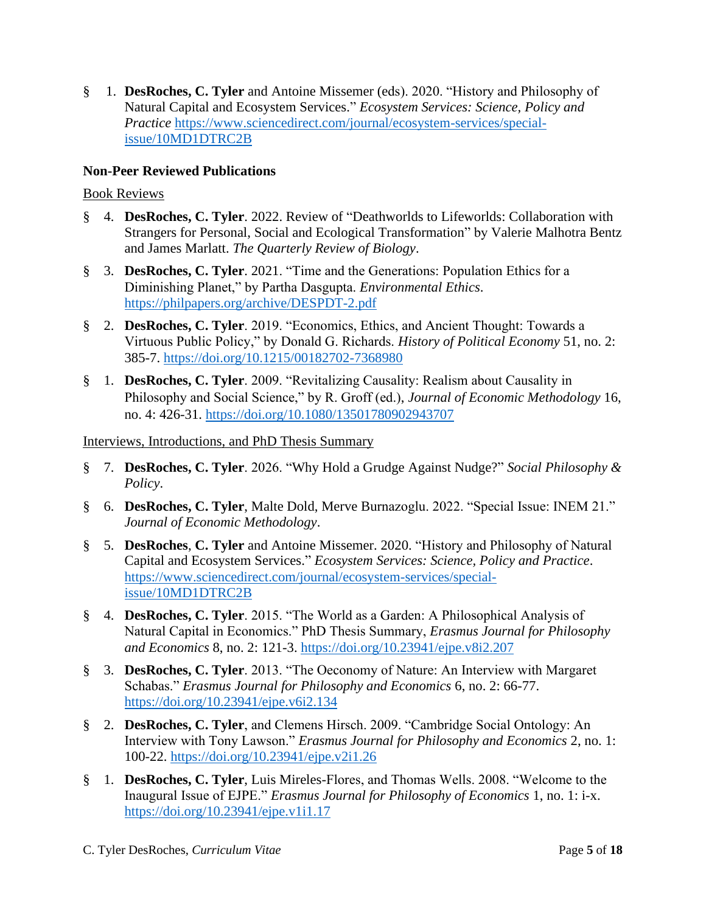§ 1. **DesRoches, C. Tyler** and Antoine Missemer (eds). 2020. "History and Philosophy of Natural Capital and Ecosystem Services." *Ecosystem Services: Science, Policy and Practice* https://www.sciencedirect.com/journal/ecosystem-services/special-issue/10MD1DTRC2B

### Non-Peer Reviewed Publications

Book Reviews

§ 4. **DesRoches, C. Tyler**. 2022. Review of "Deathworlds to Lifeworlds: Collaboration with Strangers for Personal, Social and Ecological Transformation" by Valerie Malhotra Bentz and James Marlatt. *The Quarterly Review of Biology*.

§ 3. **DesRoches, C. Tyler**. 2021. "Time and the Generations: Population Ethics for a Diminishing Planet," by Partha Dasgupta. *Environmental Ethics*. https://philpapers.org/archive/DESPDT-2.pdf

§ 2. **DesRoches, C. Tyler**. 2019. "Economics, Ethics, and Ancient Thought: Towards a Virtuous Public Policy," by Donald G. Richards. *History of Political Economy* 51, no. 2: 385-7. https://doi.org/10.1215/00182702-7368980

§ 1. **DesRoches, C. Tyler**. 2009. "Revitalizing Causality: Realism about Causality in Philosophy and Social Science," by R. Groff (ed.), *Journal of Economic Methodology* 16, no. 4: 426-31. https://doi.org/10.1080/13501780902943707

Interviews, Introductions, and PhD Thesis Summary

§ 7. **DesRoches, C. Tyler**. 2026. "Why Hold a Grudge Against Nudge?" *Social Philosophy & Policy*.

§ 6. **DesRoches, C. Tyler**, Malte Dold, Merve Burnazoglu. 2022. "Special Issue: INEM 21." *Journal of Economic Methodology*.

§ 5. **DesRoches**, **C. Tyler** and Antoine Missemer. 2020. "History and Philosophy of Natural Capital and Ecosystem Services." *Ecosystem Services: Science, Policy and Practice*. https://www.sciencedirect.com/journal/ecosystem-services/special-issue/10MD1DTRC2B

§ 4. **DesRoches, C. Tyler**. 2015. "The World as a Garden: A Philosophical Analysis of Natural Capital in Economics." PhD Thesis Summary, *Erasmus Journal for Philosophy and Economics* 8, no. 2: 121-3. https://doi.org/10.23941/ejpe.v8i2.207

§ 3. **DesRoches, C. Tyler**. 2013. "The Oeconomy of Nature: An Interview with Margaret Schabas." *Erasmus Journal for Philosophy and Economics* 6, no. 2: 66-77. https://doi.org/10.23941/ejpe.v6i2.134

§ 2. **DesRoches, C. Tyler**, and Clemens Hirsch. 2009. "Cambridge Social Ontology: An Interview with Tony Lawson." *Erasmus Journal for Philosophy and Economics* 2, no. 1: 100-22. https://doi.org/10.23941/ejpe.v2i1.26

§ 1. **DesRoches, C. Tyler**, Luis Mireles-Flores, and Thomas Wells. 2008. "Welcome to the Inaugural Issue of EJPE." *Erasmus Journal for Philosophy of Economics* 1, no. 1: i-x. https://doi.org/10.23941/ejpe.v1i1.17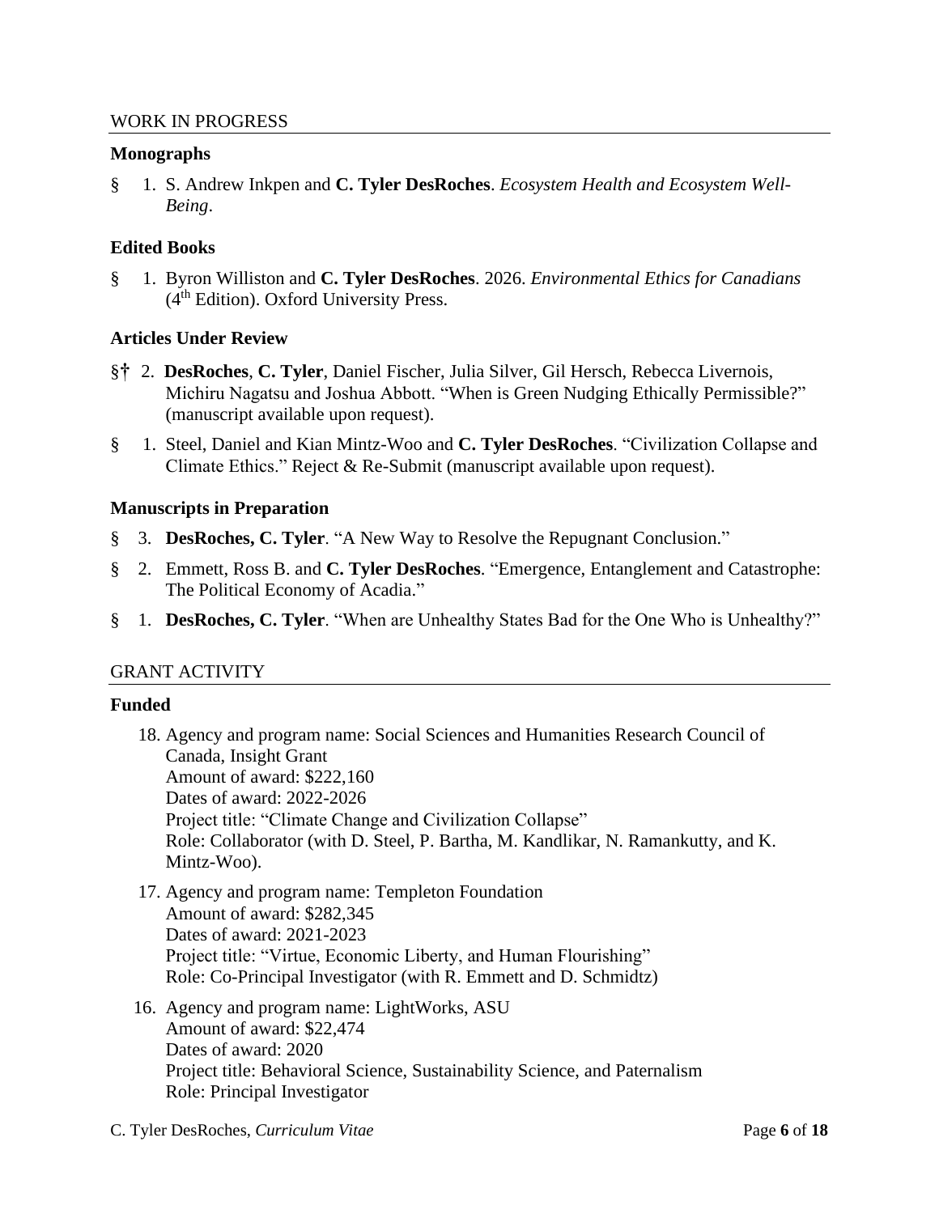## WORK IN PROGRESS

### Monographs

§ 1. S. Andrew Inkpen and **C. Tyler DesRoches**. *Ecosystem Health and Ecosystem Well-Being*.

### Edited Books

§ 1. Byron Williston and **C. Tyler DesRoches**. 2026. *Environmental Ethics for Canadians* (4th Edition). Oxford University Press.

### Articles Under Review

§† 2. **DesRoches**, **C. Tyler**, Daniel Fischer, Julia Silver, Gil Hersch, Rebecca Livernois, Michiru Nagatsu and Joshua Abbott. "When is Green Nudging Ethically Permissible?" (manuscript available upon request).

§ 1. Steel, Daniel and Kian Mintz-Woo and **C. Tyler DesRoches**. "Civilization Collapse and Climate Ethics." Reject & Re-Submit (manuscript available upon request).

### Manuscripts in Preparation

§ 3. **DesRoches, C. Tyler**. "A New Way to Resolve the Repugnant Conclusion."

§ 2. Emmett, Ross B. and **C. Tyler DesRoches**. "Emergence, Entanglement and Catastrophe: The Political Economy of Acadia."

§ 1. **DesRoches, C. Tyler**. "When are Unhealthy States Bad for the One Who is Unhealthy?"

## GRANT ACTIVITY

### Funded

18. Agency and program name: Social Sciences and Humanities Research Council of Canada, Insight Grant
    Amount of award: $222,160
    Dates of award: 2022-2026
    Project title: "Climate Change and Civilization Collapse"
    Role: Collaborator (with D. Steel, P. Bartha, M. Kandlikar, N. Ramankutty, and K. Mintz-Woo).

17. Agency and program name: Templeton Foundation
    Amount of award: $282,345
    Dates of award: 2021-2023
    Project title: "Virtue, Economic Liberty, and Human Flourishing"
    Role: Co-Principal Investigator (with R. Emmett and D. Schmidtz)

16. Agency and program name: LightWorks, ASU
    Amount of award: $22,474
    Dates of award: 2020
    Project title: Behavioral Science, Sustainability Science, and Paternalism
    Role: Principal Investigator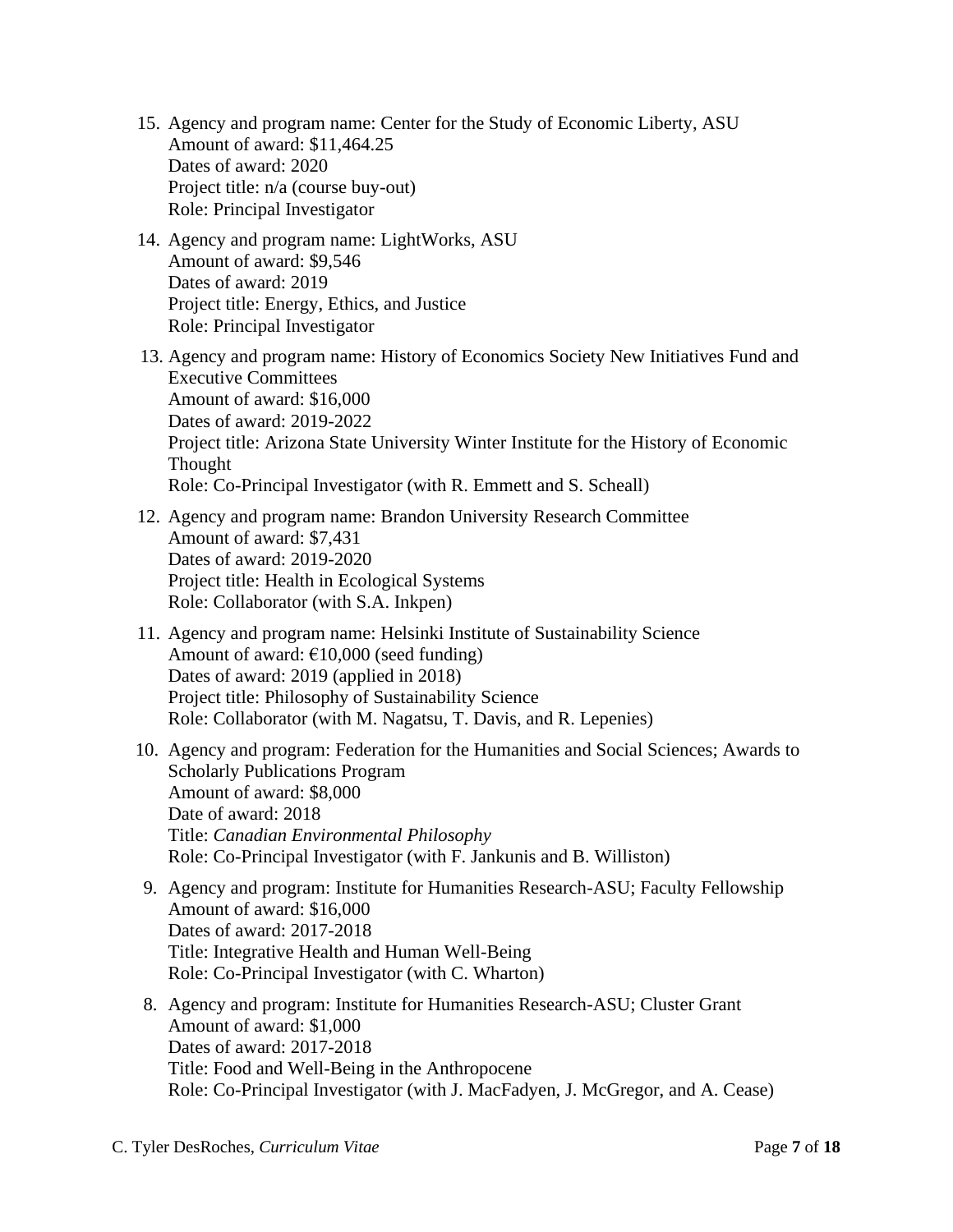15. Agency and program name: Center for the Study of Economic Liberty, ASU
    Amount of award: $11,464.25
    Dates of award: 2020
    Project title: n/a (course buy-out)
    Role: Principal Investigator

14. Agency and program name: LightWorks, ASU
    Amount of award: $9,546
    Dates of award: 2019
    Project title: Energy, Ethics, and Justice
    Role: Principal Investigator

13. Agency and program name: History of Economics Society New Initiatives Fund and Executive Committees
    Amount of award: $16,000
    Dates of award: 2019-2022
    Project title: Arizona State University Winter Institute for the History of Economic Thought
    Role: Co-Principal Investigator (with R. Emmett and S. Scheall)

12. Agency and program name: Brandon University Research Committee
    Amount of award: $7,431
    Dates of award: 2019-2020
    Project title: Health in Ecological Systems
    Role: Collaborator (with S.A. Inkpen)

11. Agency and program name: Helsinki Institute of Sustainability Science
    Amount of award: €10,000 (seed funding)
    Dates of award: 2019 (applied in 2018)
    Project title: Philosophy of Sustainability Science
    Role: Collaborator (with M. Nagatsu, T. Davis, and R. Lepenies)

10. Agency and program: Federation for the Humanities and Social Sciences; Awards to Scholarly Publications Program
    Amount of award: $8,000
    Date of award: 2018
    Title: *Canadian Environmental Philosophy*
    Role: Co-Principal Investigator (with F. Jankunis and B. Williston)

9. Agency and program: Institute for Humanities Research-ASU; Faculty Fellowship
   Amount of award: $16,000
   Dates of award: 2017-2018
   Title: Integrative Health and Human Well-Being
   Role: Co-Principal Investigator (with C. Wharton)

8. Agency and program: Institute for Humanities Research-ASU; Cluster Grant
   Amount of award: $1,000
   Dates of award: 2017-2018
   Title: Food and Well-Being in the Anthropocene
   Role: Co-Principal Investigator (with J. MacFadyen, J. McGregor, and A. Cease)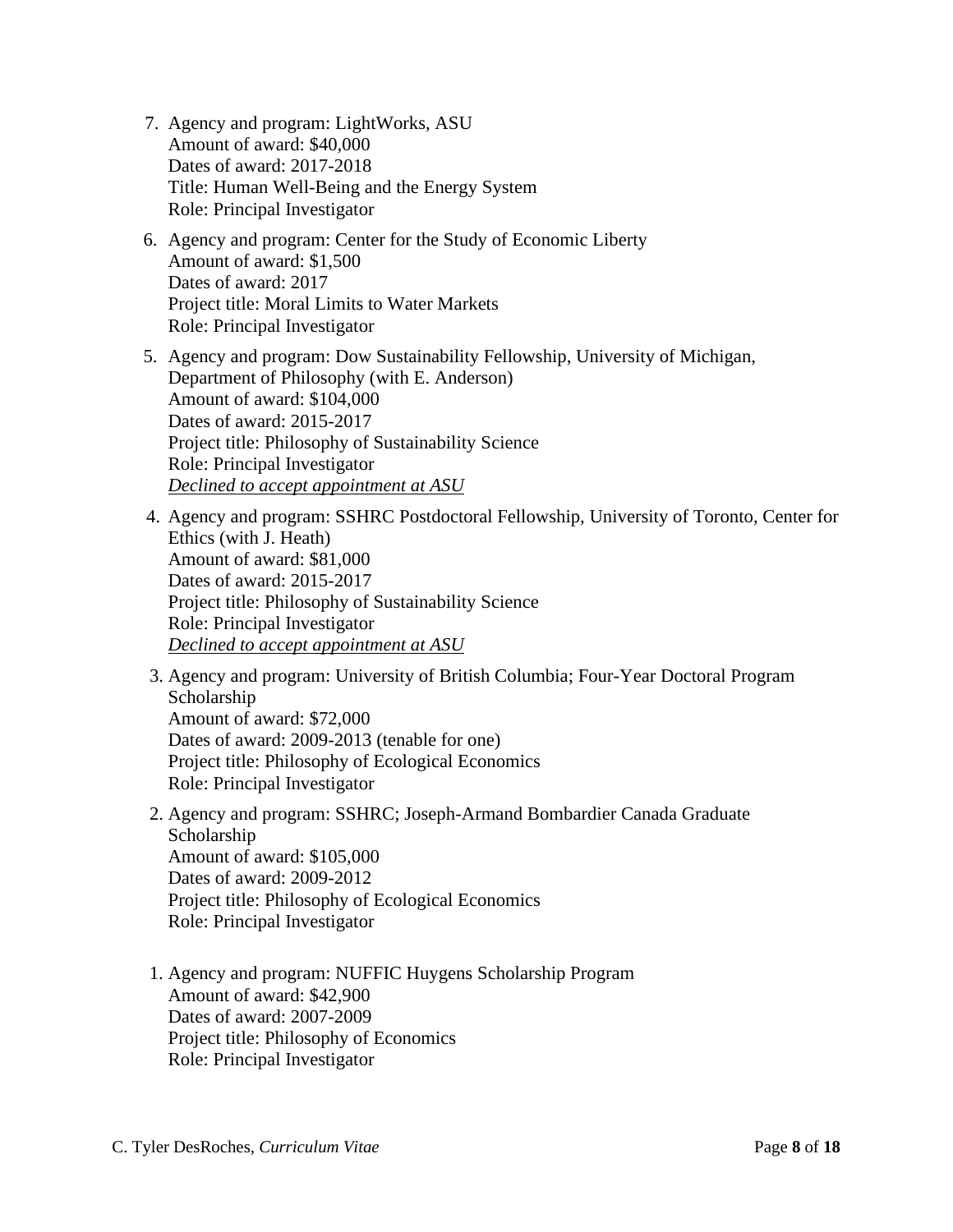7. Agency and program: LightWorks, ASU
   Amount of award: $40,000
   Dates of award: 2017-2018
   Title: Human Well-Being and the Energy System
   Role: Principal Investigator

6. Agency and program: Center for the Study of Economic Liberty
   Amount of award: $1,500
   Dates of award: 2017
   Project title: Moral Limits to Water Markets
   Role: Principal Investigator

5. Agency and program: Dow Sustainability Fellowship, University of Michigan, Department of Philosophy (with E. Anderson)
   Amount of award: $104,000
   Dates of award: 2015-2017
   Project title: Philosophy of Sustainability Science
   Role: Principal Investigator
   *Declined to accept appointment at ASU*

4. Agency and program: SSHRC Postdoctoral Fellowship, University of Toronto, Center for Ethics (with J. Heath)
   Amount of award: $81,000
   Dates of award: 2015-2017
   Project title: Philosophy of Sustainability Science
   Role: Principal Investigator
   *Declined to accept appointment at ASU*

3. Agency and program: University of British Columbia; Four-Year Doctoral Program Scholarship
   Amount of award: $72,000
   Dates of award: 2009-2013 (tenable for one)
   Project title: Philosophy of Ecological Economics
   Role: Principal Investigator

2. Agency and program: SSHRC; Joseph-Armand Bombardier Canada Graduate Scholarship
   Amount of award: $105,000
   Dates of award: 2009-2012
   Project title: Philosophy of Ecological Economics
   Role: Principal Investigator

1. Agency and program: NUFFIC Huygens Scholarship Program
   Amount of award: $42,900
   Dates of award: 2007-2009
   Project title: Philosophy of Economics
   Role: Principal Investigator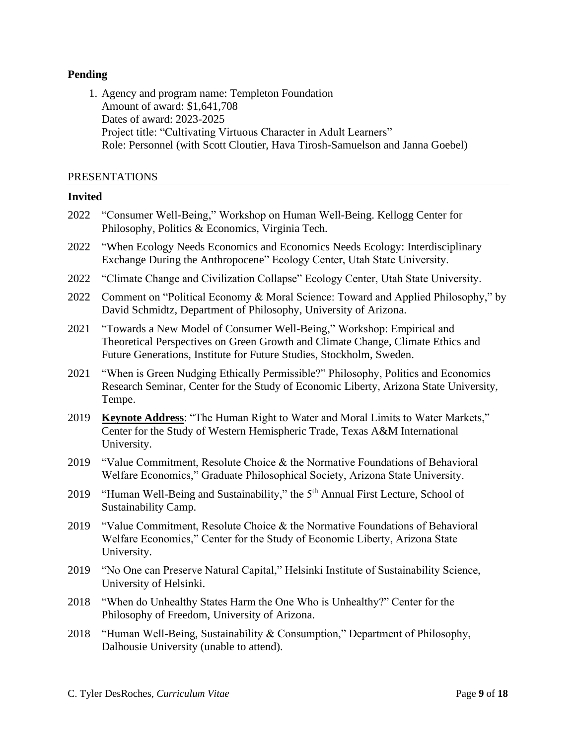### Pending

1. Agency and program name: Templeton Foundation
   Amount of award: $1,641,708
   Dates of award: 2023-2025
   Project title: "Cultivating Virtuous Character in Adult Learners"
   Role: Personnel (with Scott Cloutier, Hava Tirosh-Samuelson and Janna Goebel)

## PRESENTATIONS

### Invited

2022 "Consumer Well-Being," Workshop on Human Well-Being. Kellogg Center for Philosophy, Politics & Economics, Virginia Tech.

2022 "When Ecology Needs Economics and Economics Needs Ecology: Interdisciplinary Exchange During the Anthropocene" Ecology Center, Utah State University.

2022 "Climate Change and Civilization Collapse" Ecology Center, Utah State University.

2022 Comment on "Political Economy & Moral Science: Toward and Applied Philosophy," by David Schmidtz, Department of Philosophy, University of Arizona.

2021 "Towards a New Model of Consumer Well-Being," Workshop: Empirical and Theoretical Perspectives on Green Growth and Climate Change, Climate Ethics and Future Generations, Institute for Future Studies, Stockholm, Sweden.

2021 "When is Green Nudging Ethically Permissible?" Philosophy, Politics and Economics Research Seminar, Center for the Study of Economic Liberty, Arizona State University, Tempe.

2019 **Keynote Address**: "The Human Right to Water and Moral Limits to Water Markets," Center for the Study of Western Hemispheric Trade, Texas A&M International University.

2019 "Value Commitment, Resolute Choice & the Normative Foundations of Behavioral Welfare Economics," Graduate Philosophical Society, Arizona State University.

2019 "Human Well-Being and Sustainability," the 5th Annual First Lecture, School of Sustainability Camp.

2019 "Value Commitment, Resolute Choice & the Normative Foundations of Behavioral Welfare Economics," Center for the Study of Economic Liberty, Arizona State University.

2019 "No One can Preserve Natural Capital," Helsinki Institute of Sustainability Science, University of Helsinki.

2018 "When do Unhealthy States Harm the One Who is Unhealthy?" Center for the Philosophy of Freedom, University of Arizona.

2018 "Human Well-Being, Sustainability & Consumption," Department of Philosophy, Dalhousie University (unable to attend).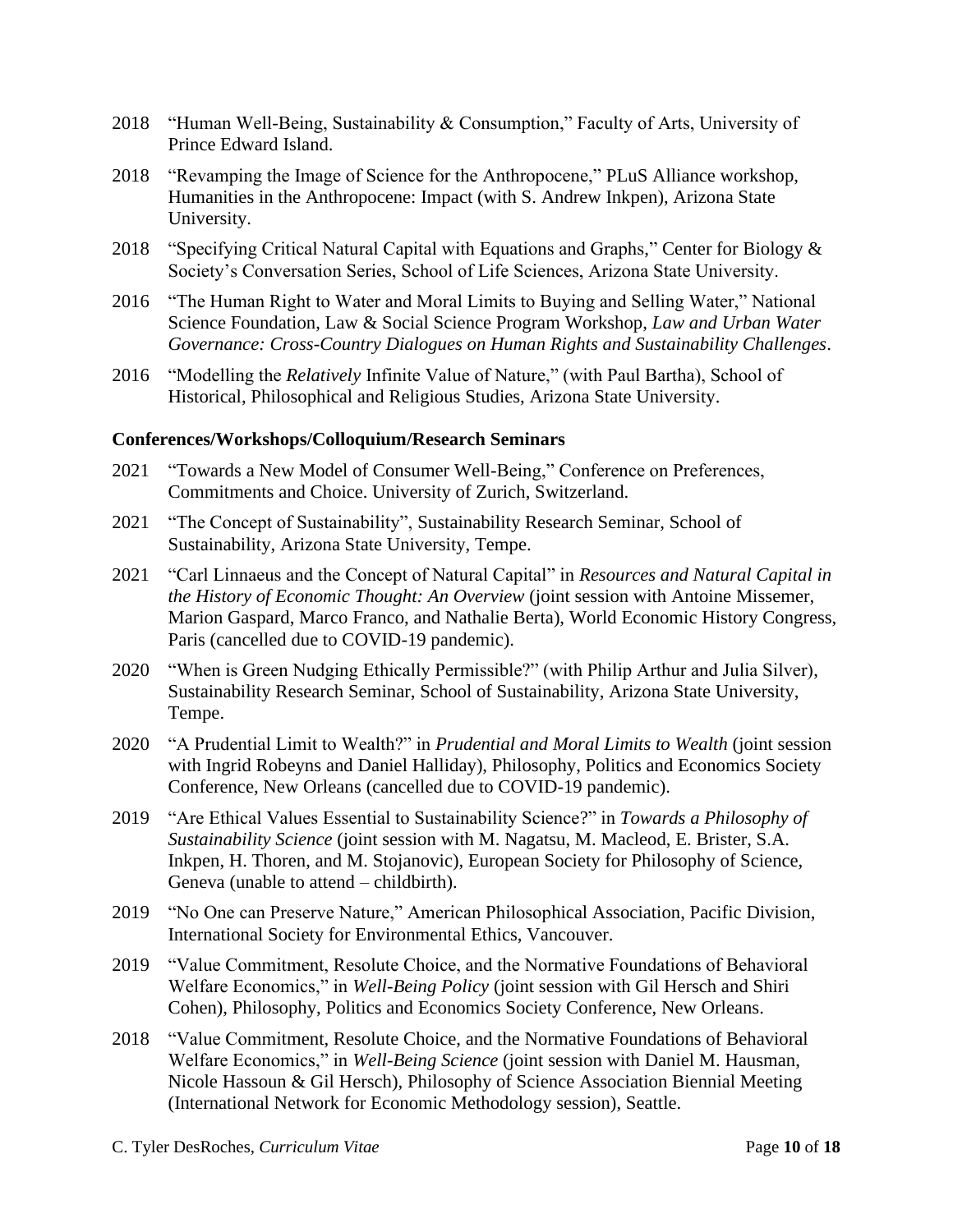- 2018 "Human Well-Being, Sustainability & Consumption," Faculty of Arts, University of Prince Edward Island.
- 2018 "Revamping the Image of Science for the Anthropocene," PLuS Alliance workshop, Humanities in the Anthropocene: Impact (with S. Andrew Inkpen), Arizona State University.
- 2018 "Specifying Critical Natural Capital with Equations and Graphs," Center for Biology & Society's Conversation Series, School of Life Sciences, Arizona State University.
- 2016 "The Human Right to Water and Moral Limits to Buying and Selling Water," National Science Foundation, Law & Social Science Program Workshop, *Law and Urban Water Governance: Cross-Country Dialogues on Human Rights and Sustainability Challenges*.
- 2016 "Modelling the *Relatively* Infinite Value of Nature," (with Paul Bartha), School of Historical, Philosophical and Religious Studies, Arizona State University.

**Conferences/Workshops/Colloquium/Research Seminars**

- 2021 "Towards a New Model of Consumer Well-Being," Conference on Preferences, Commitments and Choice. University of Zurich, Switzerland.
- 2021 "The Concept of Sustainability", Sustainability Research Seminar, School of Sustainability, Arizona State University, Tempe.
- 2021 "Carl Linnaeus and the Concept of Natural Capital" in *Resources and Natural Capital in the History of Economic Thought: An Overview* (joint session with Antoine Missemer, Marion Gaspard, Marco Franco, and Nathalie Berta), World Economic History Congress, Paris (cancelled due to COVID-19 pandemic).
- 2020 "When is Green Nudging Ethically Permissible?" (with Philip Arthur and Julia Silver), Sustainability Research Seminar, School of Sustainability, Arizona State University, Tempe.
- 2020 "A Prudential Limit to Wealth?" in *Prudential and Moral Limits to Wealth* (joint session with Ingrid Robeyns and Daniel Halliday), Philosophy, Politics and Economics Society Conference, New Orleans (cancelled due to COVID-19 pandemic).
- 2019 "Are Ethical Values Essential to Sustainability Science?" in *Towards a Philosophy of Sustainability Science* (joint session with M. Nagatsu, M. Macleod, E. Brister, S.A. Inkpen, H. Thoren, and M. Stojanovic), European Society for Philosophy of Science, Geneva (unable to attend – childbirth).
- 2019 "No One can Preserve Nature," American Philosophical Association, Pacific Division, International Society for Environmental Ethics, Vancouver.
- 2019 "Value Commitment, Resolute Choice, and the Normative Foundations of Behavioral Welfare Economics," in *Well-Being Policy* (joint session with Gil Hersch and Shiri Cohen), Philosophy, Politics and Economics Society Conference, New Orleans.
- 2018 "Value Commitment, Resolute Choice, and the Normative Foundations of Behavioral Welfare Economics," in *Well-Being Science* (joint session with Daniel M. Hausman, Nicole Hassoun & Gil Hersch), Philosophy of Science Association Biennial Meeting (International Network for Economic Methodology session), Seattle.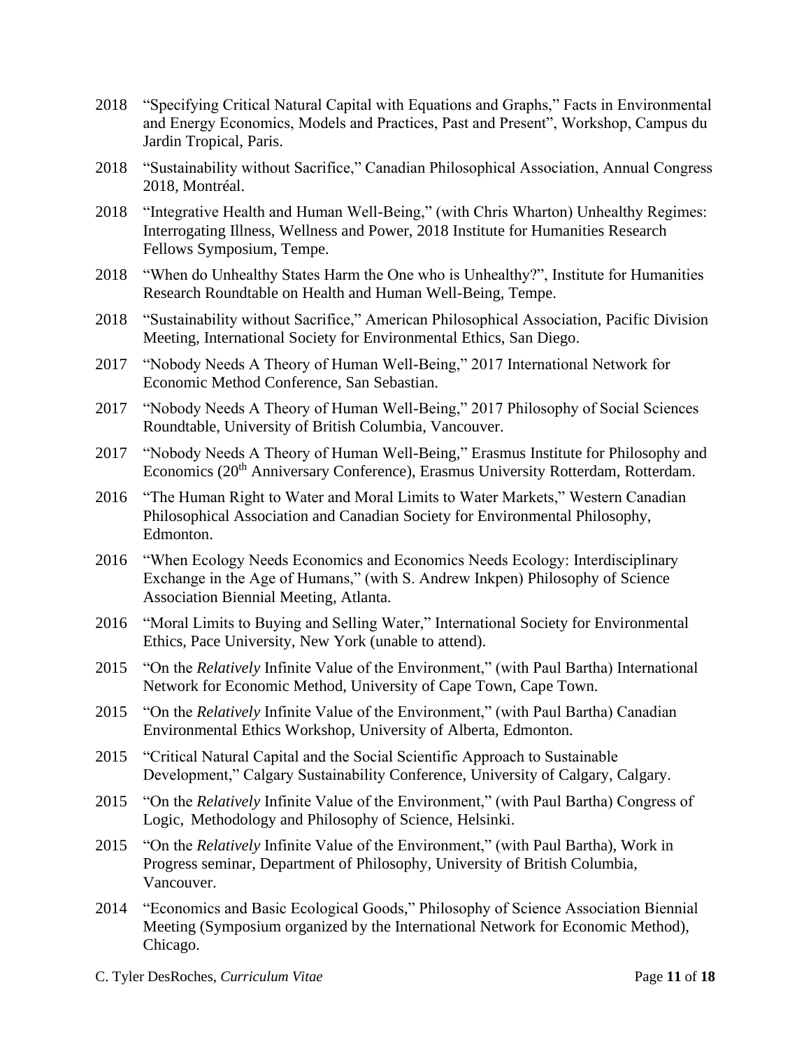2018 "Specifying Critical Natural Capital with Equations and Graphs," Facts in Environmental and Energy Economics, Models and Practices, Past and Present", Workshop, Campus du Jardin Tropical, Paris.

2018 "Sustainability without Sacrifice," Canadian Philosophical Association, Annual Congress 2018, Montréal.

2018 "Integrative Health and Human Well-Being," (with Chris Wharton) Unhealthy Regimes: Interrogating Illness, Wellness and Power, 2018 Institute for Humanities Research Fellows Symposium, Tempe.

2018 "When do Unhealthy States Harm the One who is Unhealthy?", Institute for Humanities Research Roundtable on Health and Human Well-Being, Tempe.

2018 "Sustainability without Sacrifice," American Philosophical Association, Pacific Division Meeting, International Society for Environmental Ethics, San Diego.

2017 "Nobody Needs A Theory of Human Well-Being," 2017 International Network for Economic Method Conference, San Sebastian.

2017 "Nobody Needs A Theory of Human Well-Being," 2017 Philosophy of Social Sciences Roundtable, University of British Columbia, Vancouver.

2017 "Nobody Needs A Theory of Human Well-Being," Erasmus Institute for Philosophy and Economics (20th Anniversary Conference), Erasmus University Rotterdam, Rotterdam.

2016 "The Human Right to Water and Moral Limits to Water Markets," Western Canadian Philosophical Association and Canadian Society for Environmental Philosophy, Edmonton.

2016 "When Ecology Needs Economics and Economics Needs Ecology: Interdisciplinary Exchange in the Age of Humans," (with S. Andrew Inkpen) Philosophy of Science Association Biennial Meeting, Atlanta.

2016 "Moral Limits to Buying and Selling Water," International Society for Environmental Ethics, Pace University, New York (unable to attend).

2015 "On the *Relatively* Infinite Value of the Environment," (with Paul Bartha) International Network for Economic Method, University of Cape Town, Cape Town.

2015 "On the *Relatively* Infinite Value of the Environment," (with Paul Bartha) Canadian Environmental Ethics Workshop, University of Alberta, Edmonton.

2015 "Critical Natural Capital and the Social Scientific Approach to Sustainable Development," Calgary Sustainability Conference, University of Calgary, Calgary.

2015 "On the *Relatively* Infinite Value of the Environment," (with Paul Bartha) Congress of Logic, Methodology and Philosophy of Science, Helsinki.

2015 "On the *Relatively* Infinite Value of the Environment," (with Paul Bartha), Work in Progress seminar, Department of Philosophy, University of British Columbia, Vancouver.

2014 "Economics and Basic Ecological Goods," Philosophy of Science Association Biennial Meeting (Symposium organized by the International Network for Economic Method), Chicago.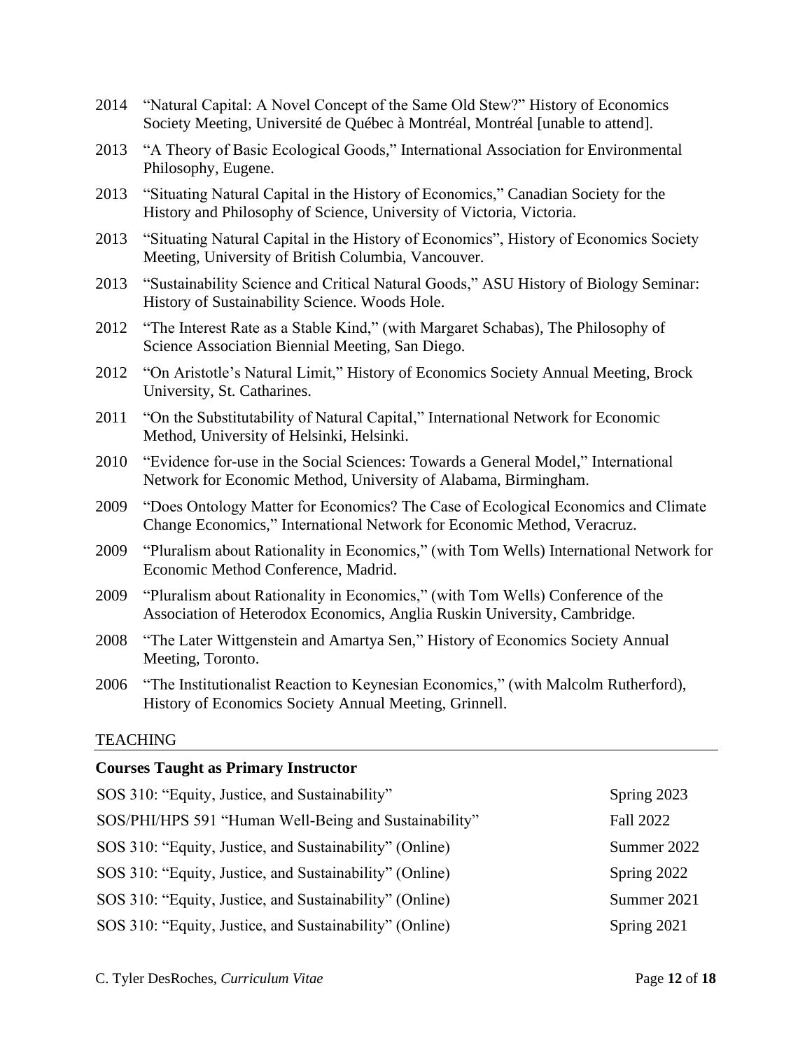2014 "Natural Capital: A Novel Concept of the Same Old Stew?" History of Economics Society Meeting, Université de Québec à Montréal, Montréal [unable to attend].

2013 "A Theory of Basic Ecological Goods," International Association for Environmental Philosophy, Eugene.

2013 "Situating Natural Capital in the History of Economics," Canadian Society for the History and Philosophy of Science, University of Victoria, Victoria.

2013 "Situating Natural Capital in the History of Economics", History of Economics Society Meeting, University of British Columbia, Vancouver.

2013 "Sustainability Science and Critical Natural Goods," ASU History of Biology Seminar: History of Sustainability Science. Woods Hole.

2012 "The Interest Rate as a Stable Kind," (with Margaret Schabas), The Philosophy of Science Association Biennial Meeting, San Diego.

2012 "On Aristotle's Natural Limit," History of Economics Society Annual Meeting, Brock University, St. Catharines.

2011 "On the Substitutability of Natural Capital," International Network for Economic Method, University of Helsinki, Helsinki.

2010 "Evidence for-use in the Social Sciences: Towards a General Model," International Network for Economic Method, University of Alabama, Birmingham.

2009 "Does Ontology Matter for Economics? The Case of Ecological Economics and Climate Change Economics," International Network for Economic Method, Veracruz.

2009 "Pluralism about Rationality in Economics," (with Tom Wells) International Network for Economic Method Conference, Madrid.

2009 "Pluralism about Rationality in Economics," (with Tom Wells) Conference of the Association of Heterodox Economics, Anglia Ruskin University, Cambridge.

2008 "The Later Wittgenstein and Amartya Sen," History of Economics Society Annual Meeting, Toronto.

2006 "The Institutionalist Reaction to Keynesian Economics," (with Malcolm Rutherford), History of Economics Society Annual Meeting, Grinnell.

## TEACHING

### Courses Taught as Primary Instructor

| | |
|---|---|
| SOS 310: "Equity, Justice, and Sustainability" | Spring 2023 |
| SOS/PHI/HPS 591 "Human Well-Being and Sustainability" | Fall 2022 |
| SOS 310: "Equity, Justice, and Sustainability" (Online) | Summer 2022 |
| SOS 310: "Equity, Justice, and Sustainability" (Online) | Spring 2022 |
| SOS 310: "Equity, Justice, and Sustainability" (Online) | Summer 2021 |
| SOS 310: "Equity, Justice, and Sustainability" (Online) | Spring 2021 |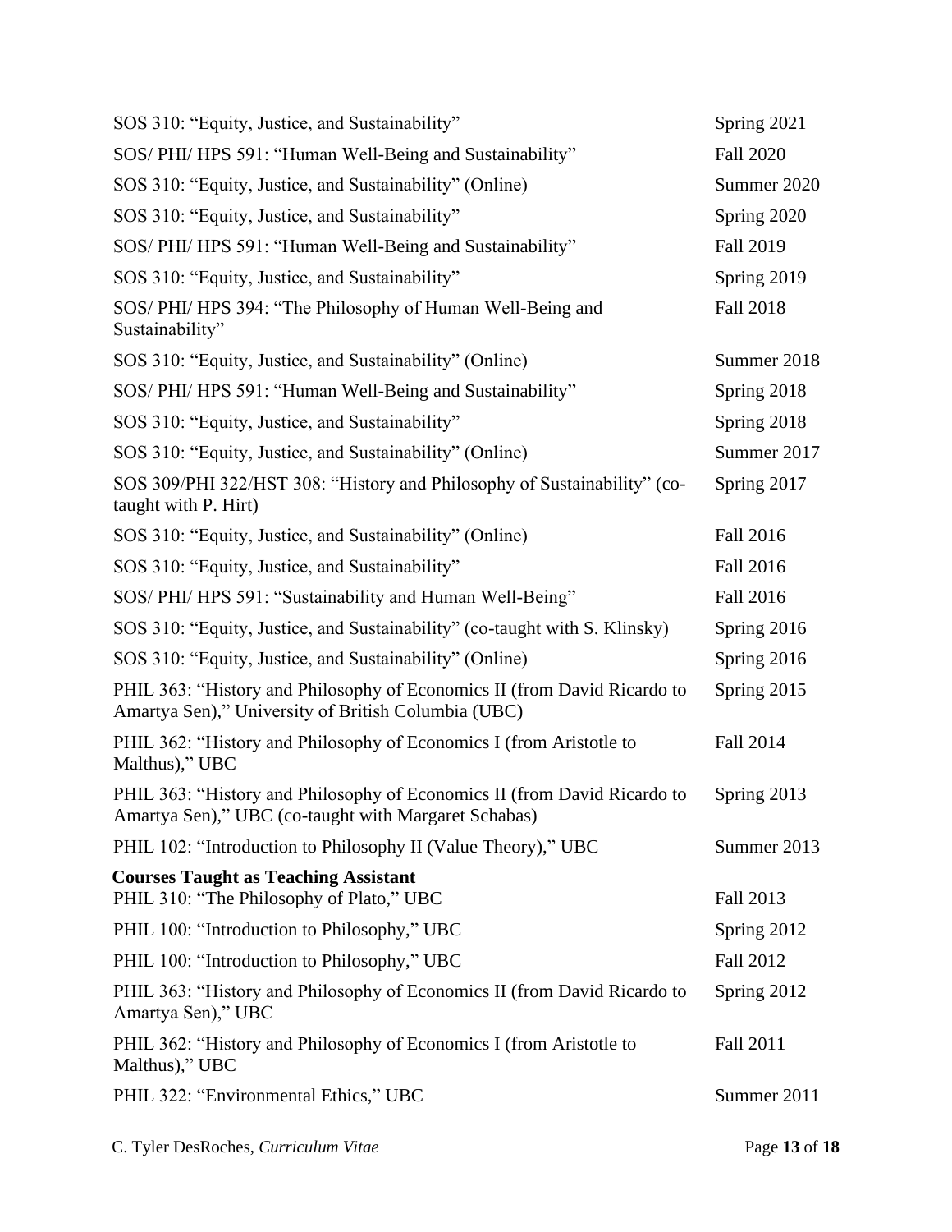| | |
|---|---|
| SOS 310: "Equity, Justice, and Sustainability" | Spring 2021 |
| SOS/ PHI/ HPS 591: "Human Well-Being and Sustainability" | Fall 2020 |
| SOS 310: "Equity, Justice, and Sustainability" (Online) | Summer 2020 |
| SOS 310: "Equity, Justice, and Sustainability" | Spring 2020 |
| SOS/ PHI/ HPS 591: "Human Well-Being and Sustainability" | Fall 2019 |
| SOS 310: "Equity, Justice, and Sustainability" | Spring 2019 |
| SOS/ PHI/ HPS 394: "The Philosophy of Human Well-Being and Sustainability" | Fall 2018 |
| SOS 310: "Equity, Justice, and Sustainability" (Online) | Summer 2018 |
| SOS/ PHI/ HPS 591: "Human Well-Being and Sustainability" | Spring 2018 |
| SOS 310: "Equity, Justice, and Sustainability" | Spring 2018 |
| SOS 310: "Equity, Justice, and Sustainability" (Online) | Summer 2017 |
| SOS 309/PHI 322/HST 308: "History and Philosophy of Sustainability" (co-taught with P. Hirt) | Spring 2017 |
| SOS 310: "Equity, Justice, and Sustainability" (Online) | Fall 2016 |
| SOS 310: "Equity, Justice, and Sustainability" | Fall 2016 |
| SOS/ PHI/ HPS 591: "Sustainability and Human Well-Being" | Fall 2016 |
| SOS 310: "Equity, Justice, and Sustainability" (co-taught with S. Klinsky) | Spring 2016 |
| SOS 310: "Equity, Justice, and Sustainability" (Online) | Spring 2016 |
| PHIL 363: "History and Philosophy of Economics II (from David Ricardo to Amartya Sen)," University of British Columbia (UBC) | Spring 2015 |
| PHIL 362: "History and Philosophy of Economics I (from Aristotle to Malthus)," UBC | Fall 2014 |
| PHIL 363: "History and Philosophy of Economics II (from David Ricardo to Amartya Sen)," UBC (co-taught with Margaret Schabas) | Spring 2013 |
| PHIL 102: "Introduction to Philosophy II (Value Theory)," UBC | Summer 2013 |

**Courses Taught as Teaching Assistant**

| | |
|---|---|
| PHIL 310: "The Philosophy of Plato," UBC | Fall 2013 |
| PHIL 100: "Introduction to Philosophy," UBC | Spring 2012 |
| PHIL 100: "Introduction to Philosophy," UBC | Fall 2012 |
| PHIL 363: "History and Philosophy of Economics II (from David Ricardo to Amartya Sen)," UBC | Spring 2012 |
| PHIL 362: "History and Philosophy of Economics I (from Aristotle to Malthus)," UBC | Fall 2011 |
| PHIL 322: "Environmental Ethics," UBC | Summer 2011 |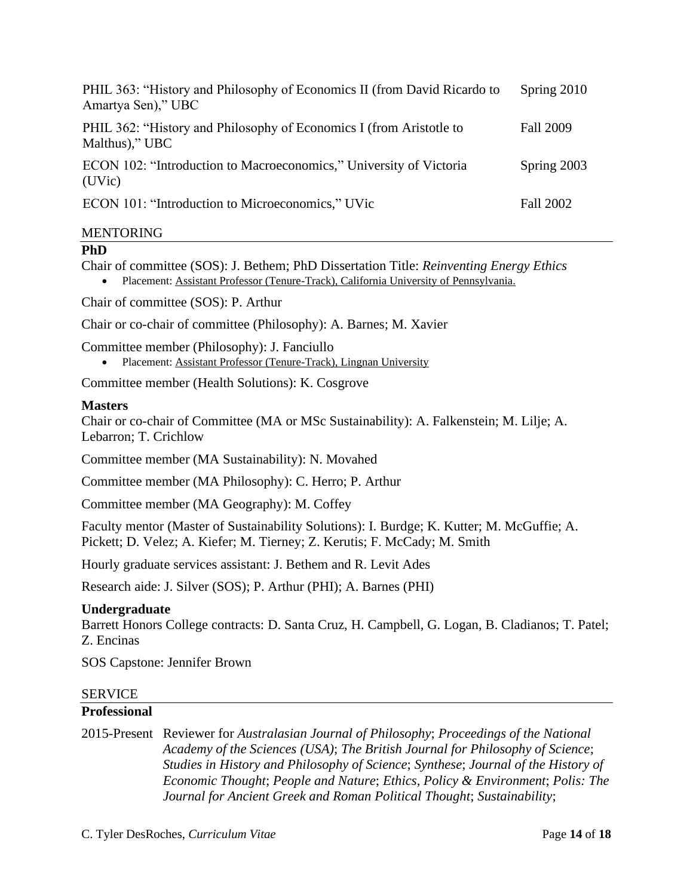| | |
|---|---|
| PHIL 363: "History and Philosophy of Economics II (from David Ricardo to Amartya Sen)," UBC | Spring 2010 |
| PHIL 362: "History and Philosophy of Economics I (from Aristotle to Malthus)," UBC | Fall 2009 |
| ECON 102: "Introduction to Macroeconomics," University of Victoria (UVic) | Spring 2003 |
| ECON 101: "Introduction to Microeconomics," UVic | Fall 2002 |

## MENTORING

### PhD

Chair of committee (SOS): J. Bethem; PhD Dissertation Title: *Reinventing Energy Ethics*

- Placement: Assistant Professor (Tenure-Track), California University of Pennsylvania.

Chair of committee (SOS): P. Arthur

Chair or co-chair of committee (Philosophy): A. Barnes; M. Xavier

Committee member (Philosophy): J. Fanciullo

- Placement: Assistant Professor (Tenure-Track), Lingnan University

Committee member (Health Solutions): K. Cosgrove

### Masters

Chair or co-chair of Committee (MA or MSc Sustainability): A. Falkenstein; M. Lilje; A. Lebarron; T. Crichlow

Committee member (MA Sustainability): N. Movahed

Committee member (MA Philosophy): C. Herro; P. Arthur

Committee member (MA Geography): M. Coffey

Faculty mentor (Master of Sustainability Solutions): I. Burdge; K. Kutter; M. McGuffie; A. Pickett; D. Velez; A. Kiefer; M. Tierney; Z. Kerutis; F. McCady; M. Smith

Hourly graduate services assistant: J. Bethem and R. Levit Ades

Research aide: J. Silver (SOS); P. Arthur (PHI); A. Barnes (PHI)

### Undergraduate

Barrett Honors College contracts: D. Santa Cruz, H. Campbell, G. Logan, B. Cladianos; T. Patel; Z. Encinas

SOS Capstone: Jennifer Brown

## SERVICE

### Professional

2015-Present Reviewer for *Australasian Journal of Philosophy*; *Proceedings of the National Academy of the Sciences (USA)*; *The British Journal for Philosophy of Science*; *Studies in History and Philosophy of Science*; *Synthese*; *Journal of the History of Economic Thought*; *People and Nature*; *Ethics, Policy & Environment*; *Polis: The Journal for Ancient Greek and Roman Political Thought*; *Sustainability*;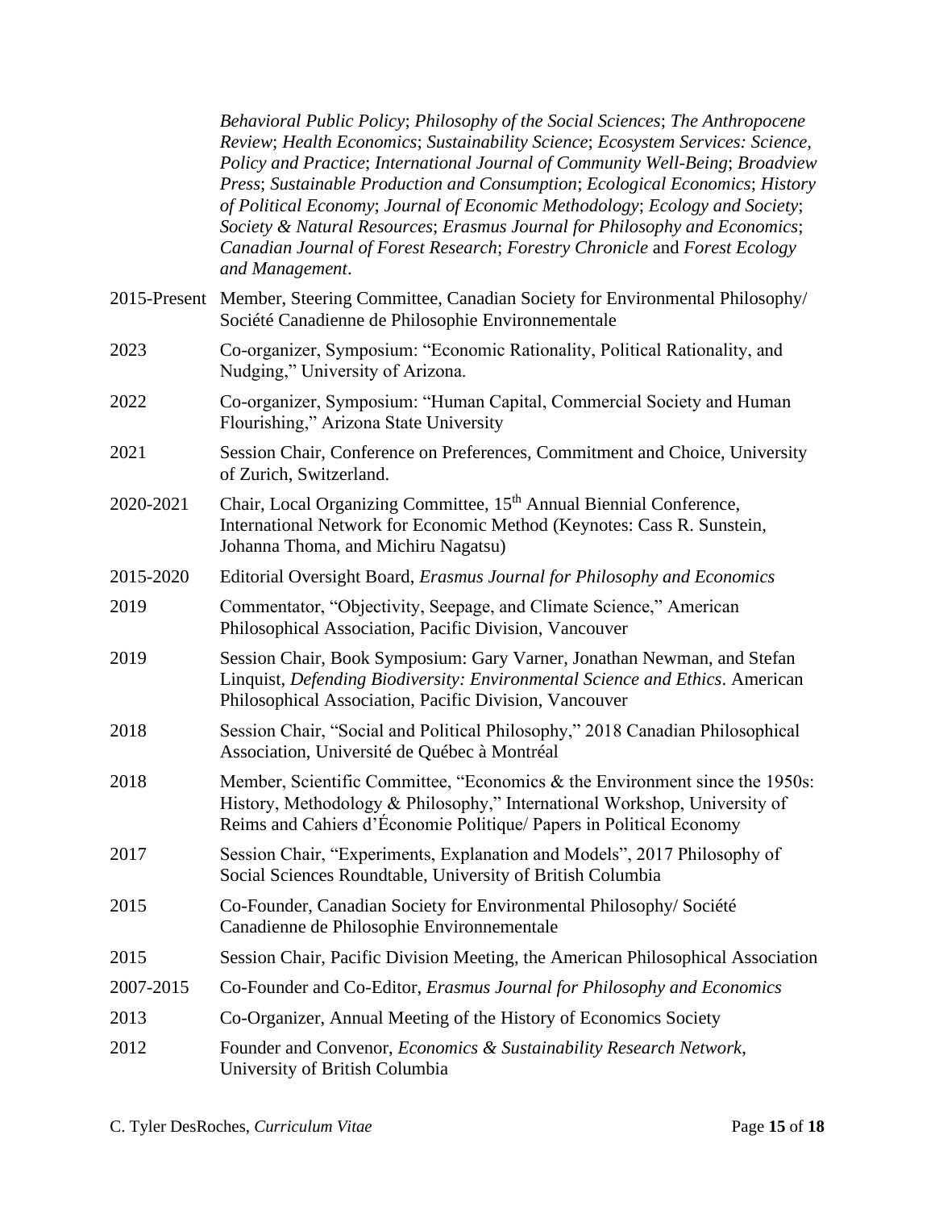*Behavioral Public Policy*; *Philosophy of the Social Sciences*; *The Anthropocene Review*; *Health Economics*; *Sustainability Science*; *Ecosystem Services: Science, Policy and Practice*; *International Journal of Community Well-Being*; *Broadview Press*; *Sustainable Production and Consumption*; *Ecological Economics*; *History of Political Economy*; *Journal of Economic Methodology*; *Ecology and Society*; *Society & Natural Resources*; *Erasmus Journal for Philosophy and Economics*; *Canadian Journal of Forest Research*; *Forestry Chronicle* and *Forest Ecology and Management*.

| | |
|---|---|
| 2015-Present | Member, Steering Committee, Canadian Society for Environmental Philosophy/ Société Canadienne de Philosophie Environnementale |
| 2023 | Co-organizer, Symposium: "Economic Rationality, Political Rationality, and Nudging," University of Arizona. |
| 2022 | Co-organizer, Symposium: "Human Capital, Commercial Society and Human Flourishing," Arizona State University |
| 2021 | Session Chair, Conference on Preferences, Commitment and Choice, University of Zurich, Switzerland. |
| 2020-2021 | Chair, Local Organizing Committee, 15th Annual Biennial Conference, International Network for Economic Method (Keynotes: Cass R. Sunstein, Johanna Thoma, and Michiru Nagatsu) |
| 2015-2020 | Editorial Oversight Board, *Erasmus Journal for Philosophy and Economics* |
| 2019 | Commentator, "Objectivity, Seepage, and Climate Science," American Philosophical Association, Pacific Division, Vancouver |
| 2019 | Session Chair, Book Symposium: Gary Varner, Jonathan Newman, and Stefan Linquist, *Defending Biodiversity: Environmental Science and Ethics*. American Philosophical Association, Pacific Division, Vancouver |
| 2018 | Session Chair, "Social and Political Philosophy," 2018 Canadian Philosophical Association, Université de Québec à Montréal |
| 2018 | Member, Scientific Committee, "Economics & the Environment since the 1950s: History, Methodology & Philosophy," International Workshop, University of Reims and Cahiers d'Économie Politique/ Papers in Political Economy |
| 2017 | Session Chair, "Experiments, Explanation and Models", 2017 Philosophy of Social Sciences Roundtable, University of British Columbia |
| 2015 | Co-Founder, Canadian Society for Environmental Philosophy/ Société Canadienne de Philosophie Environnementale |
| 2015 | Session Chair, Pacific Division Meeting, the American Philosophical Association |
| 2007-2015 | Co-Founder and Co-Editor, *Erasmus Journal for Philosophy and Economics* |
| 2013 | Co-Organizer, Annual Meeting of the History of Economics Society |
| 2012 | Founder and Convenor, *Economics & Sustainability Research Network*, University of British Columbia |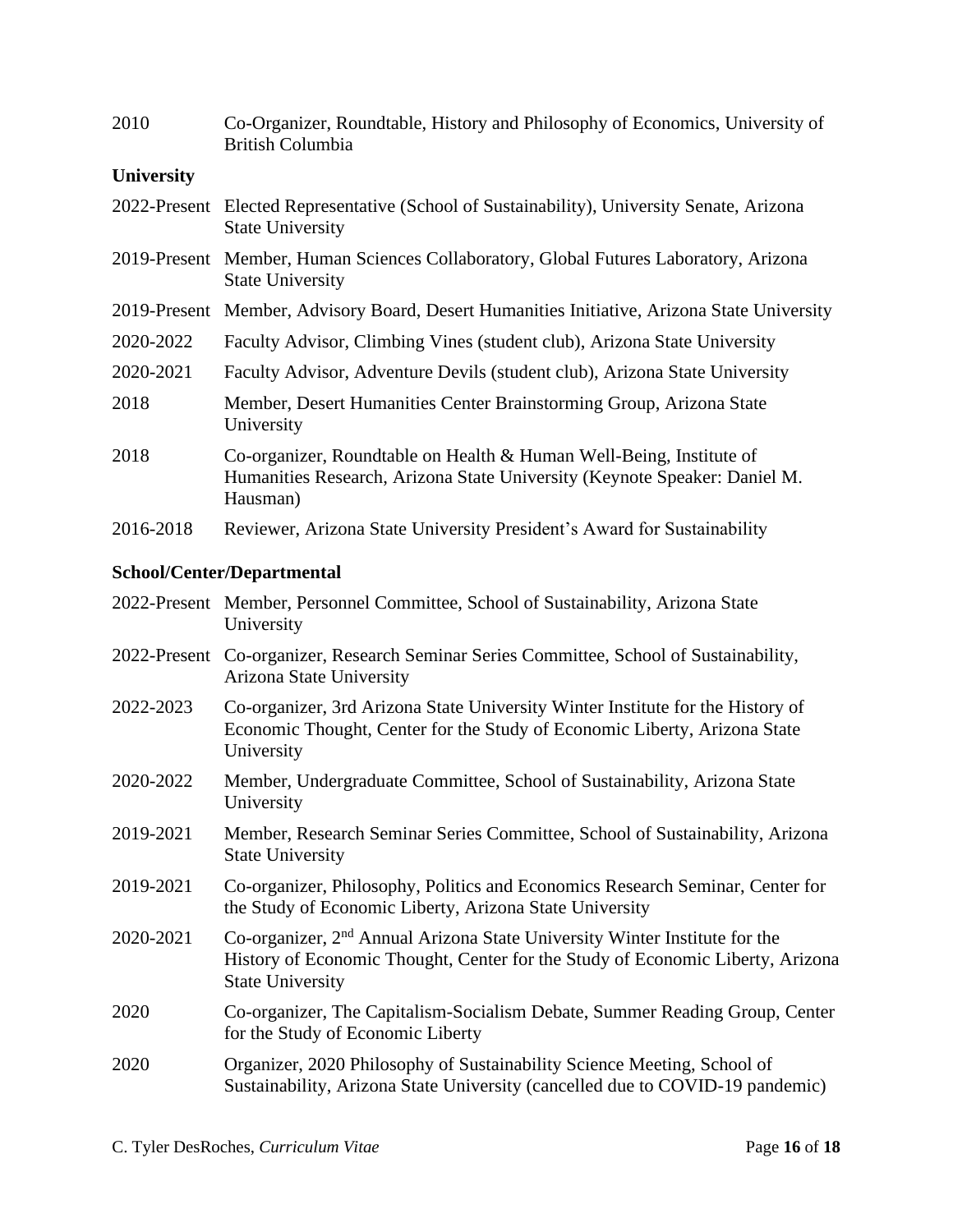2010 Co-Organizer, Roundtable, History and Philosophy of Economics, University of British Columbia

**University**

| | |
|---|---|
| 2022-Present | Elected Representative (School of Sustainability), University Senate, Arizona State University |
| 2019-Present | Member, Human Sciences Collaboratory, Global Futures Laboratory, Arizona State University |
| 2019-Present | Member, Advisory Board, Desert Humanities Initiative, Arizona State University |
| 2020-2022 | Faculty Advisor, Climbing Vines (student club), Arizona State University |
| 2020-2021 | Faculty Advisor, Adventure Devils (student club), Arizona State University |
| 2018 | Member, Desert Humanities Center Brainstorming Group, Arizona State University |
| 2018 | Co-organizer, Roundtable on Health & Human Well-Being, Institute of Humanities Research, Arizona State University (Keynote Speaker: Daniel M. Hausman) |
| 2016-2018 | Reviewer, Arizona State University President's Award for Sustainability |

**School/Center/Departmental**

| | |
|---|---|
| 2022-Present | Member, Personnel Committee, School of Sustainability, Arizona State University |
| 2022-Present | Co-organizer, Research Seminar Series Committee, School of Sustainability, Arizona State University |
| 2022-2023 | Co-organizer, 3rd Arizona State University Winter Institute for the History of Economic Thought, Center for the Study of Economic Liberty, Arizona State University |
| 2020-2022 | Member, Undergraduate Committee, School of Sustainability, Arizona State University |
| 2019-2021 | Member, Research Seminar Series Committee, School of Sustainability, Arizona State University |
| 2019-2021 | Co-organizer, Philosophy, Politics and Economics Research Seminar, Center for the Study of Economic Liberty, Arizona State University |
| 2020-2021 | Co-organizer, 2nd Annual Arizona State University Winter Institute for the History of Economic Thought, Center for the Study of Economic Liberty, Arizona State University |
| 2020 | Co-organizer, The Capitalism-Socialism Debate, Summer Reading Group, Center for the Study of Economic Liberty |
| 2020 | Organizer, 2020 Philosophy of Sustainability Science Meeting, School of Sustainability, Arizona State University (cancelled due to COVID-19 pandemic) |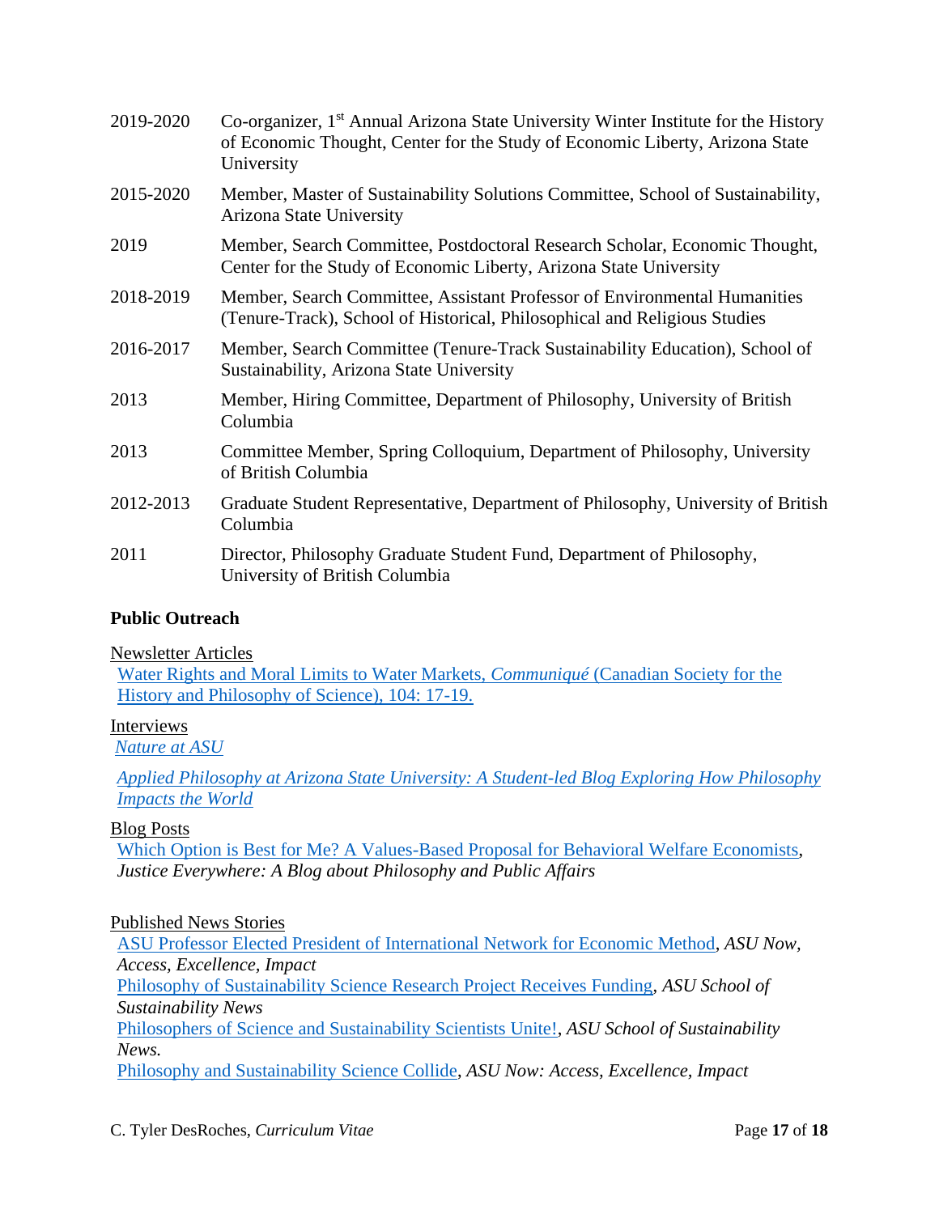| | |
|---|---|
| 2019-2020 | Co-organizer, 1st Annual Arizona State University Winter Institute for the History of Economic Thought, Center for the Study of Economic Liberty, Arizona State University |
| 2015-2020 | Member, Master of Sustainability Solutions Committee, School of Sustainability, Arizona State University |
| 2019 | Member, Search Committee, Postdoctoral Research Scholar, Economic Thought, Center for the Study of Economic Liberty, Arizona State University |
| 2018-2019 | Member, Search Committee, Assistant Professor of Environmental Humanities (Tenure-Track), School of Historical, Philosophical and Religious Studies |
| 2016-2017 | Member, Search Committee (Tenure-Track Sustainability Education), School of Sustainability, Arizona State University |
| 2013 | Member, Hiring Committee, Department of Philosophy, University of British Columbia |
| 2013 | Committee Member, Spring Colloquium, Department of Philosophy, University of British Columbia |
| 2012-2013 | Graduate Student Representative, Department of Philosophy, University of British Columbia |
| 2011 | Director, Philosophy Graduate Student Fund, Department of Philosophy, University of British Columbia |

**Public Outreach**

Newsletter Articles

Water Rights and Moral Limits to Water Markets, *Communiqué* (Canadian Society for the History and Philosophy of Science), 104: 17-19.

Interviews

*Nature at ASU*

*Applied Philosophy at Arizona State University: A Student-led Blog Exploring How Philosophy Impacts the World*

Blog Posts

Which Option is Best for Me? A Values-Based Proposal for Behavioral Welfare Economists, *Justice Everywhere: A Blog about Philosophy and Public Affairs*

Published News Stories

ASU Professor Elected President of International Network for Economic Method, *ASU Now, Access, Excellence, Impact*

Philosophy of Sustainability Science Research Project Receives Funding, *ASU School of Sustainability News*

Philosophers of Science and Sustainability Scientists Unite!, *ASU School of Sustainability News.*

Philosophy and Sustainability Science Collide, *ASU Now: Access, Excellence, Impact*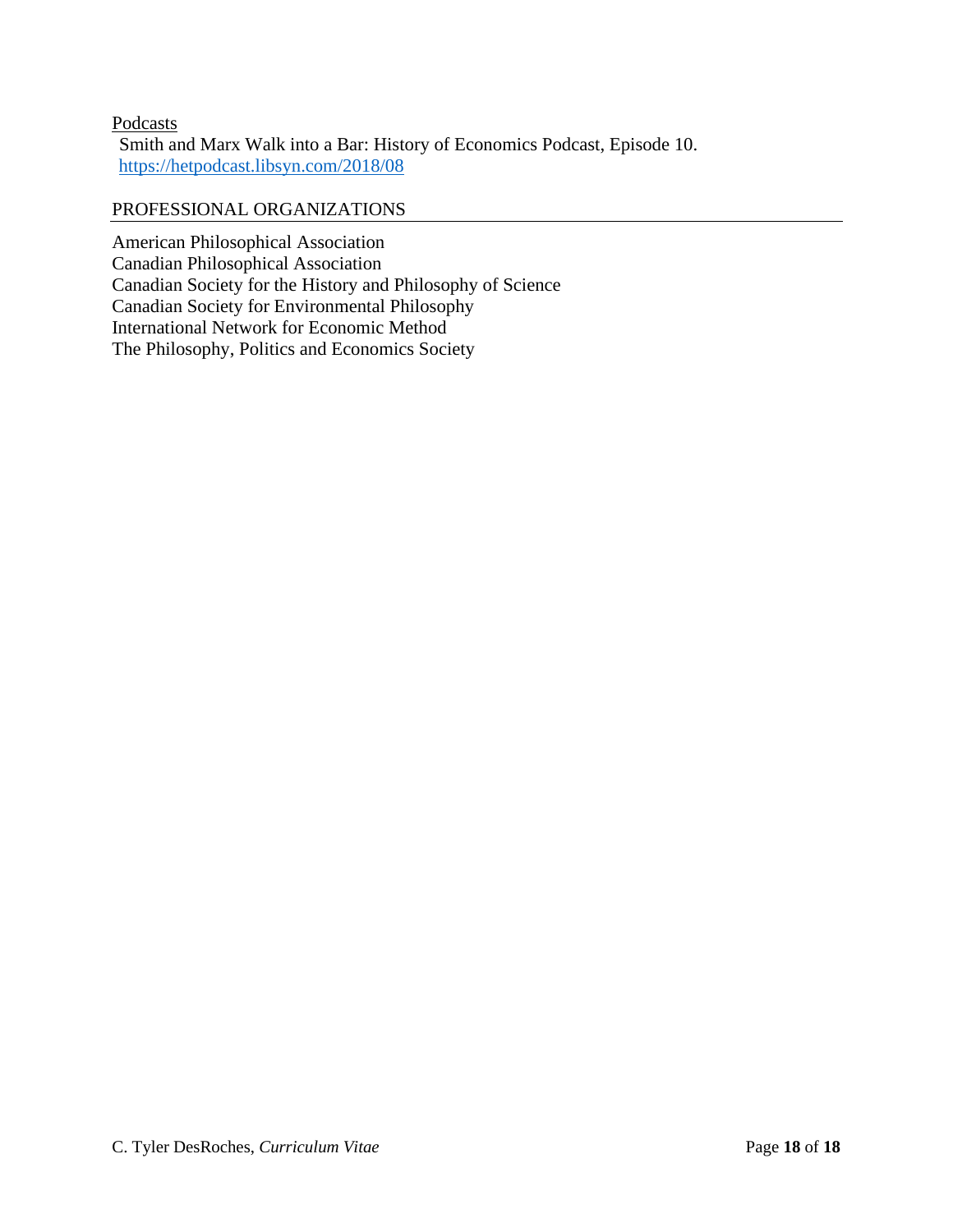Podcasts

Smith and Marx Walk into a Bar: History of Economics Podcast, Episode 10. https://hetpodcast.libsyn.com/2018/08

## PROFESSIONAL ORGANIZATIONS

American Philosophical Association
Canadian Philosophical Association
Canadian Society for the History and Philosophy of Science
Canadian Society for Environmental Philosophy
International Network for Economic Method
The Philosophy, Politics and Economics Society